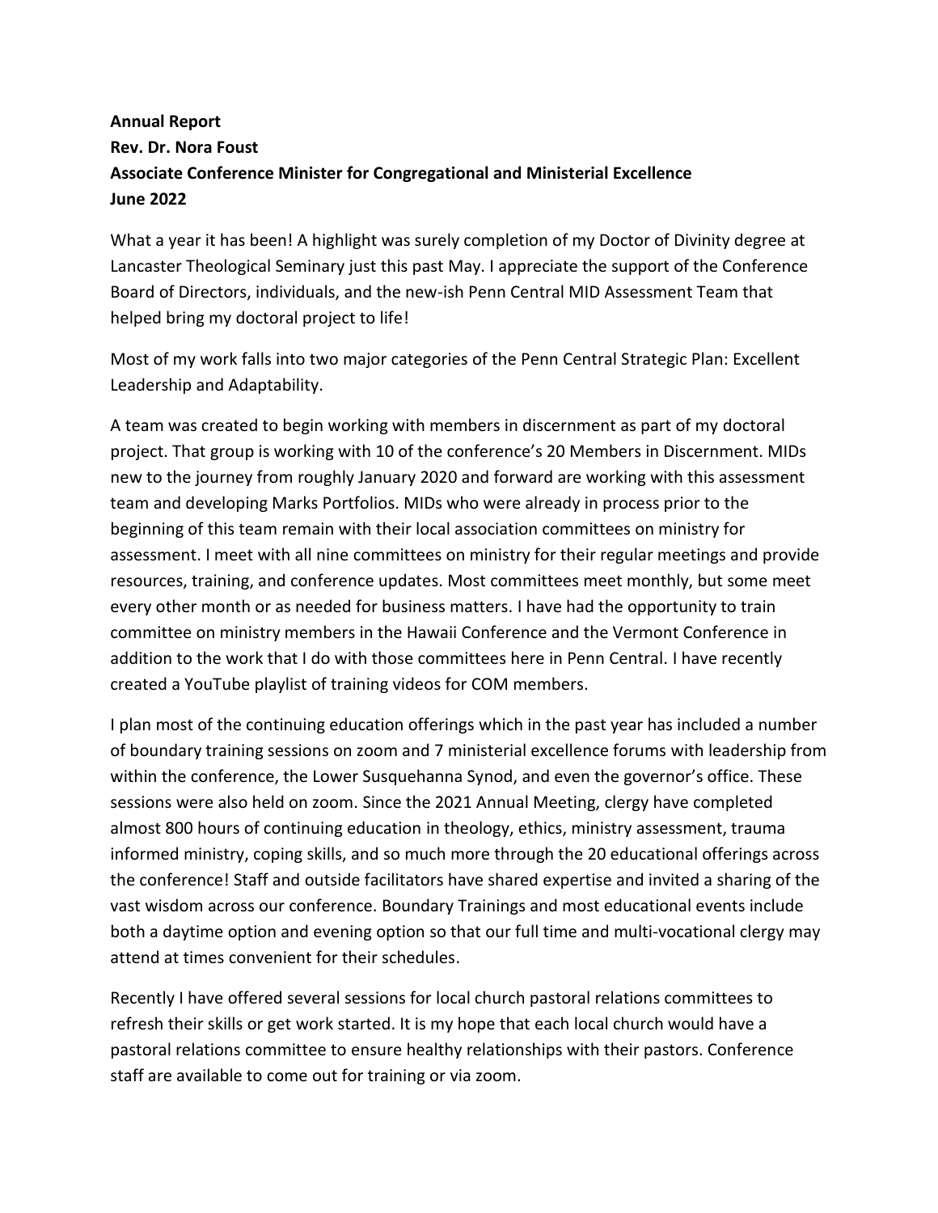**Annual Report**
**Rev. Dr. Nora Foust**
**Associate Conference Minister for Congregational and Ministerial Excellence**
**June 2022**

What a year it has been! A highlight was surely completion of my Doctor of Divinity degree at Lancaster Theological Seminary just this past May. I appreciate the support of the Conference Board of Directors, individuals, and the new-ish Penn Central MID Assessment Team that helped bring my doctoral project to life!

Most of my work falls into two major categories of the Penn Central Strategic Plan: Excellent Leadership and Adaptability.

A team was created to begin working with members in discernment as part of my doctoral project. That group is working with 10 of the conference's 20 Members in Discernment. MIDs new to the journey from roughly January 2020 and forward are working with this assessment team and developing Marks Portfolios. MIDs who were already in process prior to the beginning of this team remain with their local association committees on ministry for assessment. I meet with all nine committees on ministry for their regular meetings and provide resources, training, and conference updates. Most committees meet monthly, but some meet every other month or as needed for business matters. I have had the opportunity to train committee on ministry members in the Hawaii Conference and the Vermont Conference in addition to the work that I do with those committees here in Penn Central. I have recently created a YouTube playlist of training videos for COM members.

I plan most of the continuing education offerings which in the past year has included a number of boundary training sessions on zoom and 7 ministerial excellence forums with leadership from within the conference, the Lower Susquehanna Synod, and even the governor's office. These sessions were also held on zoom. Since the 2021 Annual Meeting, clergy have completed almost 800 hours of continuing education in theology, ethics, ministry assessment, trauma informed ministry, coping skills, and so much more through the 20 educational offerings across the conference! Staff and outside facilitators have shared expertise and invited a sharing of the vast wisdom across our conference. Boundary Trainings and most educational events include both a daytime option and evening option so that our full time and multi-vocational clergy may attend at times convenient for their schedules.

Recently I have offered several sessions for local church pastoral relations committees to refresh their skills or get work started. It is my hope that each local church would have a pastoral relations committee to ensure healthy relationships with their pastors. Conference staff are available to come out for training or via zoom.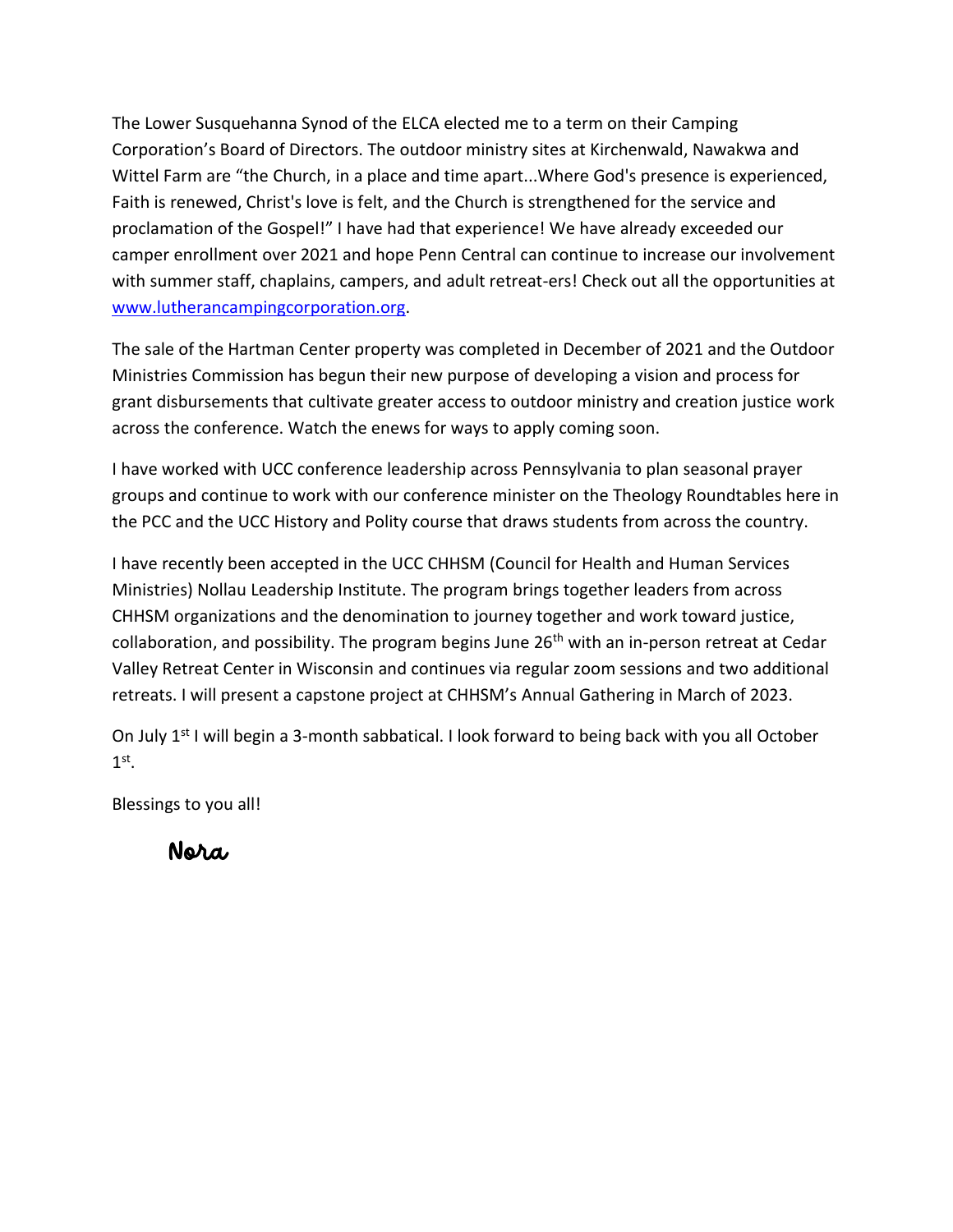The Lower Susquehanna Synod of the ELCA elected me to a term on their Camping Corporation's Board of Directors. The outdoor ministry sites at Kirchenwald, Nawakwa and Wittel Farm are "the Church, in a place and time apart...Where God's presence is experienced, Faith is renewed, Christ's love is felt, and the Church is strengthened for the service and proclamation of the Gospel!" I have had that experience! We have already exceeded our camper enrollment over 2021 and hope Penn Central can continue to increase our involvement with summer staff, chaplains, campers, and adult retreat-ers! Check out all the opportunities at [www.lutherancampingcorporation.org](http://www.lutherancampingcorporation.org).

The sale of the Hartman Center property was completed in December of 2021 and the Outdoor Ministries Commission has begun their new purpose of developing a vision and process for grant disbursements that cultivate greater access to outdoor ministry and creation justice work across the conference. Watch the enews for ways to apply coming soon.

I have worked with UCC conference leadership across Pennsylvania to plan seasonal prayer groups and continue to work with our conference minister on the Theology Roundtables here in the PCC and the UCC History and Polity course that draws students from across the country.

I have recently been accepted in the UCC CHHSM (Council for Health and Human Services Ministries) Nollau Leadership Institute. The program brings together leaders from across CHHSM organizations and the denomination to journey together and work toward justice, collaboration, and possibility. The program begins June 26th with an in-person retreat at Cedar Valley Retreat Center in Wisconsin and continues via regular zoom sessions and two additional retreats. I will present a capstone project at CHHSM's Annual Gathering in March of 2023.

On July 1st I will begin a 3-month sabbatical. I look forward to being back with you all October 1st.

Blessings to you all!

Nora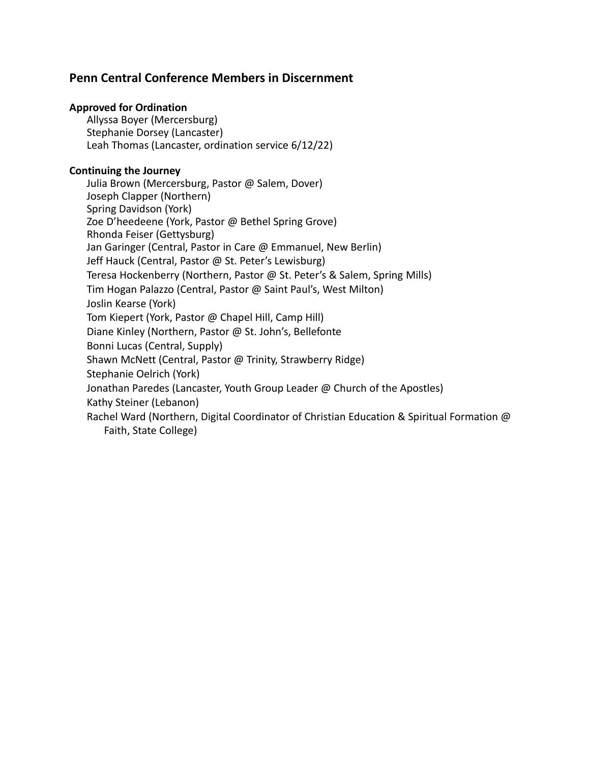## Penn Central Conference Members in Discernment

**Approved for Ordination**

- Allyssa Boyer (Mercersburg)
- Stephanie Dorsey (Lancaster)
- Leah Thomas (Lancaster, ordination service 6/12/22)

**Continuing the Journey**

- Julia Brown (Mercersburg, Pastor @ Salem, Dover)
- Joseph Clapper (Northern)
- Spring Davidson (York)
- Zoe D'heedeene (York, Pastor @ Bethel Spring Grove)
- Rhonda Feiser (Gettysburg)
- Jan Garinger (Central, Pastor in Care @ Emmanuel, New Berlin)
- Jeff Hauck (Central, Pastor @ St. Peter's Lewisburg)
- Teresa Hockenberry (Northern, Pastor @ St. Peter's & Salem, Spring Mills)
- Tim Hogan Palazzo (Central, Pastor @ Saint Paul's, West Milton)
- Joslin Kearse (York)
- Tom Kiepert (York, Pastor @ Chapel Hill, Camp Hill)
- Diane Kinley (Northern, Pastor @ St. John's, Bellefonte
- Bonni Lucas (Central, Supply)
- Shawn McNett (Central, Pastor @ Trinity, Strawberry Ridge)
- Stephanie Oelrich (York)
- Jonathan Paredes (Lancaster, Youth Group Leader @ Church of the Apostles)
- Kathy Steiner (Lebanon)
- Rachel Ward (Northern, Digital Coordinator of Christian Education & Spiritual Formation @ Faith, State College)